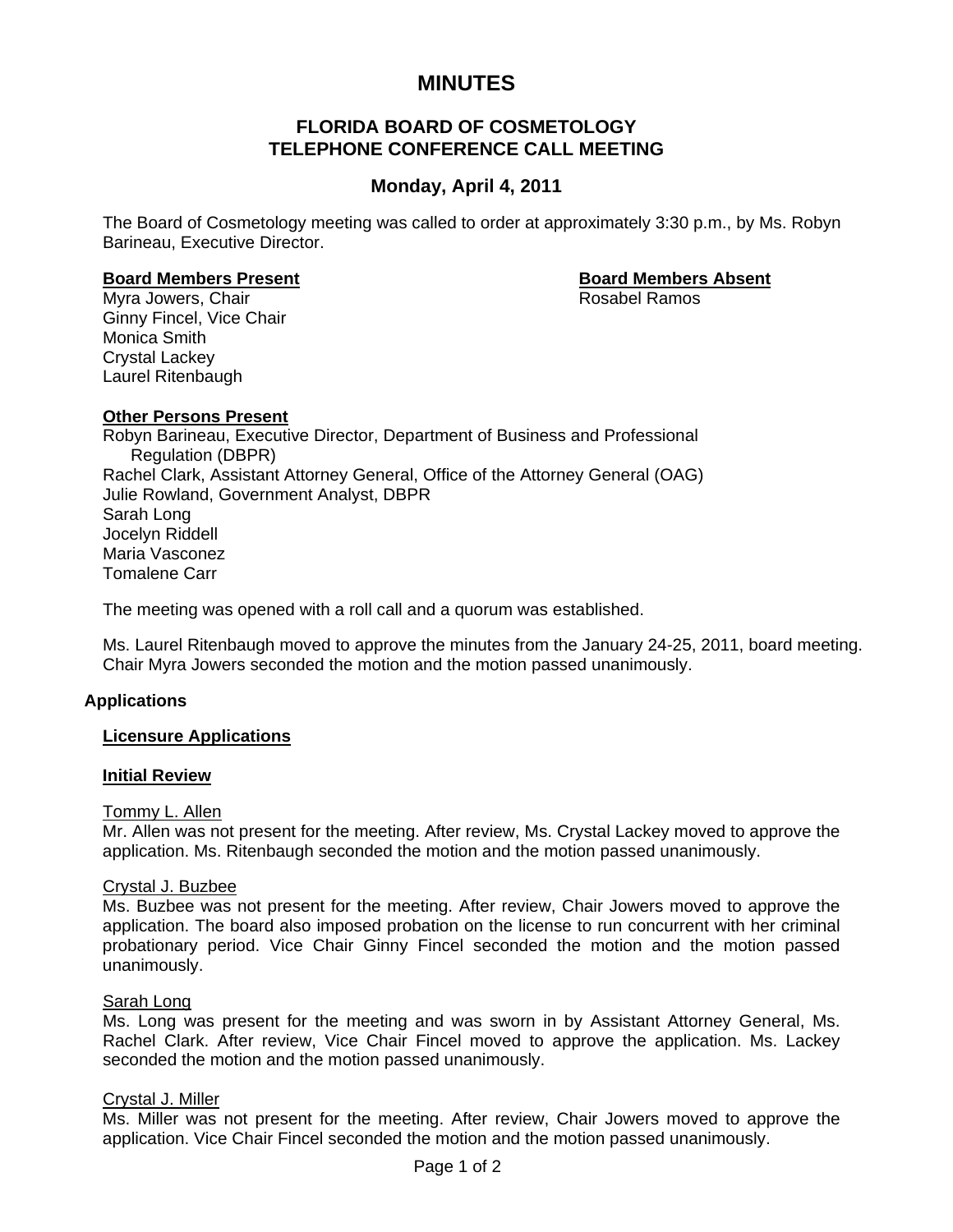# MINUTES

## FLORIDA BOARD OF COSMETOLOGY
## TELEPHONE CONFERENCE CALL MEETING

### Monday, April 4, 2011

The Board of Cosmetology meeting was called to order at approximately 3:30 p.m., by Ms. Robyn Barineau, Executive Director.

**Board Members Present**
Myra Jowers, Chair
Ginny Fincel, Vice Chair
Monica Smith
Crystal Lackey
Laurel Ritenbaugh

**Board Members Absent**
Rosabel Ramos

**Other Persons Present**
Robyn Barineau, Executive Director, Department of Business and Professional Regulation (DBPR)
Rachel Clark, Assistant Attorney General, Office of the Attorney General (OAG)
Julie Rowland, Government Analyst, DBPR
Sarah Long
Jocelyn Riddell
Maria Vasconez
Tomalene Carr

The meeting was opened with a roll call and a quorum was established.

Ms. Laurel Ritenbaugh moved to approve the minutes from the January 24-25, 2011, board meeting. Chair Myra Jowers seconded the motion and the motion passed unanimously.

**Applications**

**Licensure Applications**

**Initial Review**

Tommy L. Allen
Mr. Allen was not present for the meeting. After review, Ms. Crystal Lackey moved to approve the application. Ms. Ritenbaugh seconded the motion and the motion passed unanimously.

Crystal J. Buzbee
Ms. Buzbee was not present for the meeting. After review, Chair Jowers moved to approve the application. The board also imposed probation on the license to run concurrent with her criminal probationary period. Vice Chair Ginny Fincel seconded the motion and the motion passed unanimously.

Sarah Long
Ms. Long was present for the meeting and was sworn in by Assistant Attorney General, Ms. Rachel Clark. After review, Vice Chair Fincel moved to approve the application. Ms. Lackey seconded the motion and the motion passed unanimously.

Crystal J. Miller
Ms. Miller was not present for the meeting. After review, Chair Jowers moved to approve the application. Vice Chair Fincel seconded the motion and the motion passed unanimously.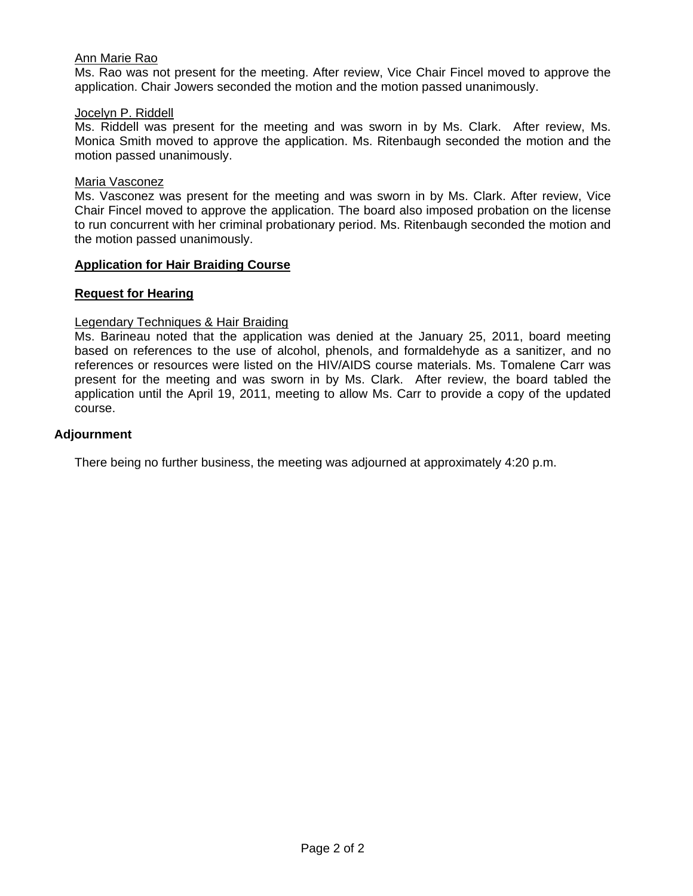Ann Marie Rao

Ms. Rao was not present for the meeting. After review, Vice Chair Fincel moved to approve the application. Chair Jowers seconded the motion and the motion passed unanimously.

Jocelyn P. Riddell

Ms. Riddell was present for the meeting and was sworn in by Ms. Clark. After review, Ms. Monica Smith moved to approve the application. Ms. Ritenbaugh seconded the motion and the motion passed unanimously.

Maria Vasconez

Ms. Vasconez was present for the meeting and was sworn in by Ms. Clark. After review, Vice Chair Fincel moved to approve the application. The board also imposed probation on the license to run concurrent with her criminal probationary period. Ms. Ritenbaugh seconded the motion and the motion passed unanimously.

### Application for Hair Braiding Course

### Request for Hearing

Legendary Techniques & Hair Braiding

Ms. Barineau noted that the application was denied at the January 25, 2011, board meeting based on references to the use of alcohol, phenols, and formaldehyde as a sanitizer, and no references or resources were listed on the HIV/AIDS course materials. Ms. Tomalene Carr was present for the meeting and was sworn in by Ms. Clark. After review, the board tabled the application until the April 19, 2011, meeting to allow Ms. Carr to provide a copy of the updated course.

## Adjournment

There being no further business, the meeting was adjourned at approximately 4:20 p.m.